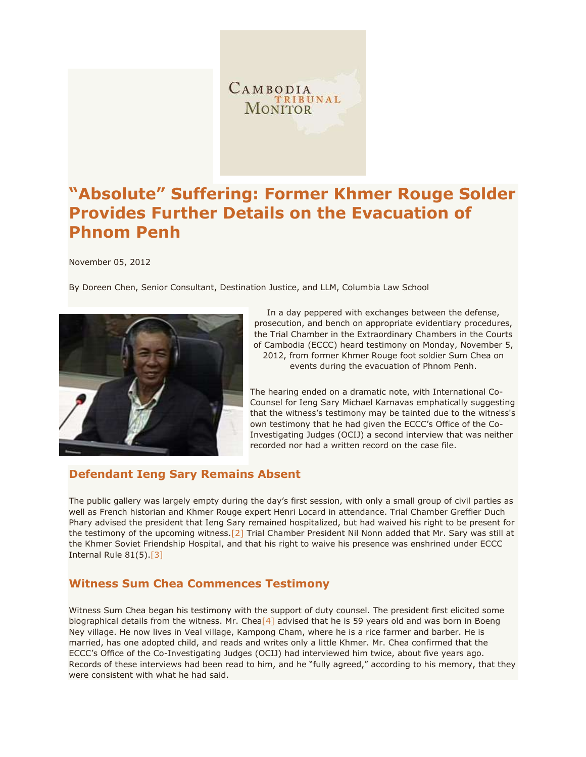# "Absolute" Suffering: Former Khmer Rouge Solder Provides Further Details on the Evacuation of Phnom Penh

November 05, 2012

By Doreen Chen, Senior Consultant, Destination Justice, and LLM, Columbia Law School

In a day peppered with exchanges between the defense, prosecution, and bench on appropriate evidentiary procedures, the Trial Chamber in the Extraordinary Chambers in the Courts of Cambodia (ECCC) heard testimony on Monday, November 5, 2012, from former Khmer Rouge foot soldier Sum Chea on events during the evacuation of Phnom Penh.

The hearing ended on a dramatic note, with International Co-Counsel for Ieng Sary Michael Karnavas emphatically suggesting that the witness's testimony may be tainted due to the witness's own testimony that he had given the ECCC's Office of the Co-Investigating Judges (OCIJ) a second interview that was neither recorded nor had a written record on the case file.

## Defendant Ieng Sary Remains Absent

The public gallery was largely empty during the day's first session, with only a small group of civil parties as well as French historian and Khmer Rouge expert Henri Locard in attendance. Trial Chamber Greffier Duch Phary advised the president that Ieng Sary remained hospitalized, but had waived his right to be present for the testimony of the upcoming witness.[2] Trial Chamber President Nil Nonn added that Mr. Sary was still at the Khmer Soviet Friendship Hospital, and that his right to waive his presence was enshrined under ECCC Internal Rule 81(5).[3]

## Witness Sum Chea Commences Testimony

Witness Sum Chea began his testimony with the support of duty counsel. The president first elicited some biographical details from the witness. Mr. Chea[4] advised that he is 59 years old and was born in Boeng Ney village. He now lives in Veal village, Kampong Cham, where he is a rice farmer and barber. He is married, has one adopted child, and reads and writes only a little Khmer. Mr. Chea confirmed that the ECCC's Office of the Co-Investigating Judges (OCIJ) had interviewed him twice, about five years ago. Records of these interviews had been read to him, and he "fully agreed," according to his memory, that they were consistent with what he had said.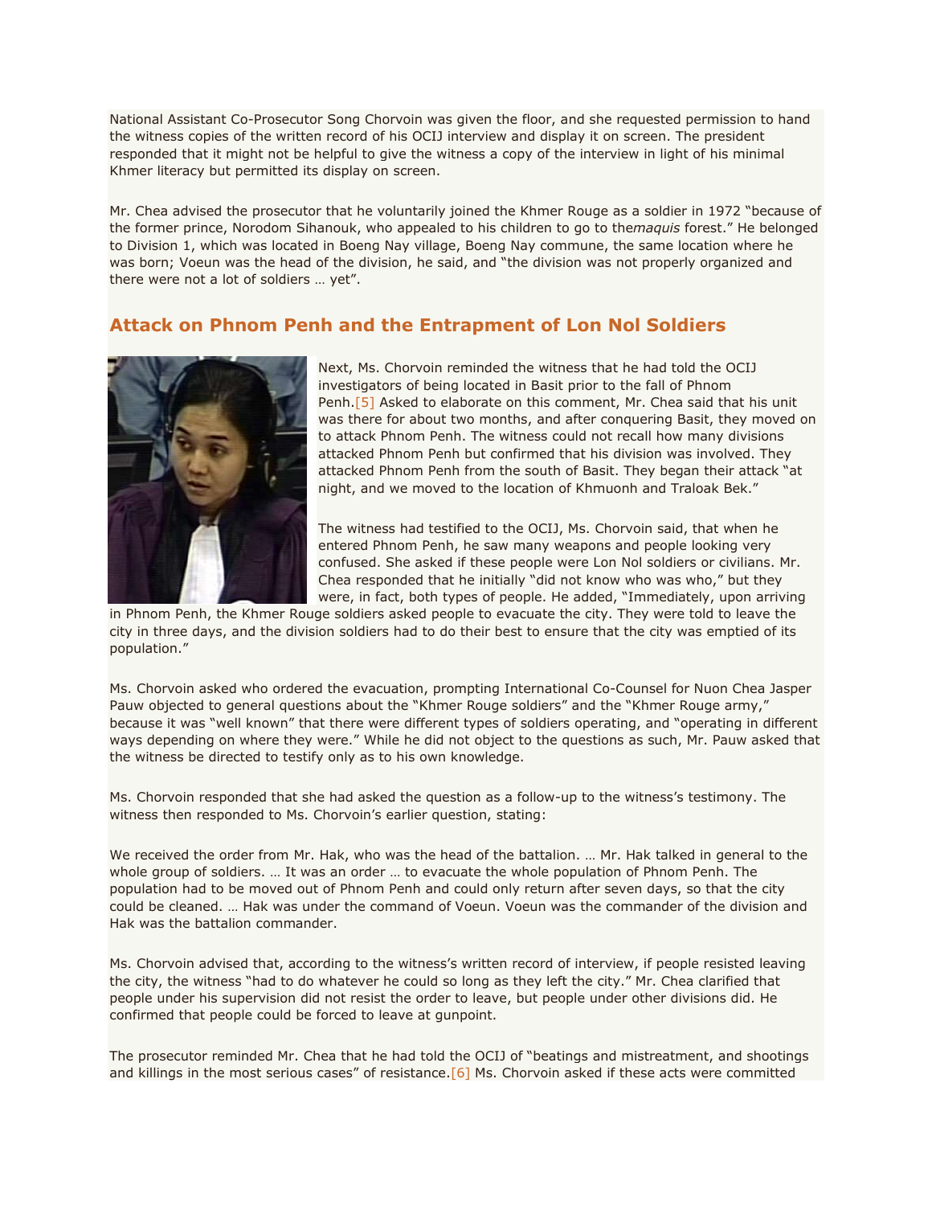National Assistant Co-Prosecutor Song Chorvoin was given the floor, and she requested permission to hand the witness copies of the written record of his OCIJ interview and display it on screen. The president responded that it might not be helpful to give the witness a copy of the interview in light of his minimal Khmer literacy but permitted its display on screen.

Mr. Chea advised the prosecutor that he voluntarily joined the Khmer Rouge as a soldier in 1972 "because of the former prince, Norodom Sihanouk, who appealed to his children to go to the*maquis* forest." He belonged to Division 1, which was located in Boeng Nay village, Boeng Nay commune, the same location where he was born; Voeun was the head of the division, he said, and "the division was not properly organized and there were not a lot of soldiers … yet".

## Attack on Phnom Penh and the Entrapment of Lon Nol Soldiers

Next, Ms. Chorvoin reminded the witness that he had told the OCIJ investigators of being located in Basit prior to the fall of Phnom Penh.[5] Asked to elaborate on this comment, Mr. Chea said that his unit was there for about two months, and after conquering Basit, they moved on to attack Phnom Penh. The witness could not recall how many divisions attacked Phnom Penh but confirmed that his division was involved. They attacked Phnom Penh from the south of Basit. They began their attack "at night, and we moved to the location of Khmuonh and Traloak Bek."

The witness had testified to the OCIJ, Ms. Chorvoin said, that when he entered Phnom Penh, he saw many weapons and people looking very confused. She asked if these people were Lon Nol soldiers or civilians. Mr. Chea responded that he initially "did not know who was who," but they were, in fact, both types of people. He added, "Immediately, upon arriving in Phnom Penh, the Khmer Rouge soldiers asked people to evacuate the city. They were told to leave the city in three days, and the division soldiers had to do their best to ensure that the city was emptied of its population."

Ms. Chorvoin asked who ordered the evacuation, prompting International Co-Counsel for Nuon Chea Jasper Pauw objected to general questions about the "Khmer Rouge soldiers" and the "Khmer Rouge army," because it was "well known" that there were different types of soldiers operating, and "operating in different ways depending on where they were." While he did not object to the questions as such, Mr. Pauw asked that the witness be directed to testify only as to his own knowledge.

Ms. Chorvoin responded that she had asked the question as a follow-up to the witness's testimony. The witness then responded to Ms. Chorvoin's earlier question, stating:

We received the order from Mr. Hak, who was the head of the battalion. … Mr. Hak talked in general to the whole group of soldiers. … It was an order … to evacuate the whole population of Phnom Penh. The population had to be moved out of Phnom Penh and could only return after seven days, so that the city could be cleaned. … Hak was under the command of Voeun. Voeun was the commander of the division and Hak was the battalion commander.

Ms. Chorvoin advised that, according to the witness's written record of interview, if people resisted leaving the city, the witness "had to do whatever he could so long as they left the city." Mr. Chea clarified that people under his supervision did not resist the order to leave, but people under other divisions did. He confirmed that people could be forced to leave at gunpoint.

The prosecutor reminded Mr. Chea that he had told the OCIJ of "beatings and mistreatment, and shootings and killings in the most serious cases" of resistance.[6] Ms. Chorvoin asked if these acts were committed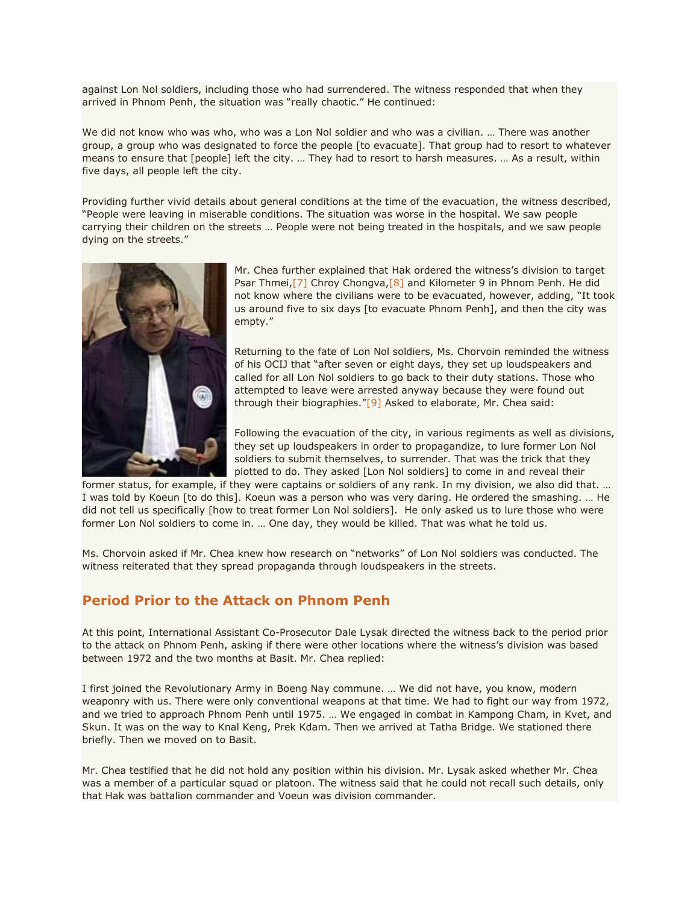against Lon Nol soldiers, including those who had surrendered. The witness responded that when they arrived in Phnom Penh, the situation was "really chaotic." He continued:

We did not know who was who, who was a Lon Nol soldier and who was a civilian. … There was another group, a group who was designated to force the people [to evacuate]. That group had to resort to whatever means to ensure that [people] left the city. … They had to resort to harsh measures. … As a result, within five days, all people left the city.

Providing further vivid details about general conditions at the time of the evacuation, the witness described, "People were leaving in miserable conditions. The situation was worse in the hospital. We saw people carrying their children on the streets … People were not being treated in the hospitals, and we saw people dying on the streets."

Mr. Chea further explained that Hak ordered the witness's division to target Psar Thmei,[7] Chroy Chongva,[8] and Kilometer 9 in Phnom Penh. He did not know where the civilians were to be evacuated, however, adding, "It took us around five to six days [to evacuate Phnom Penh], and then the city was empty."

Returning to the fate of Lon Nol soldiers, Ms. Chorvoin reminded the witness of his OCIJ that "after seven or eight days, they set up loudspeakers and called for all Lon Nol soldiers to go back to their duty stations. Those who attempted to leave were arrested anyway because they were found out through their biographies."[9] Asked to elaborate, Mr. Chea said:

Following the evacuation of the city, in various regiments as well as divisions, they set up loudspeakers in order to propagandize, to lure former Lon Nol soldiers to submit themselves, to surrender. That was the trick that they plotted to do. They asked [Lon Nol soldiers] to come in and reveal their former status, for example, if they were captains or soldiers of any rank. In my division, we also did that. … I was told by Koeun [to do this]. Koeun was a person who was very daring. He ordered the smashing. … He did not tell us specifically [how to treat former Lon Nol soldiers]. He only asked us to lure those who were former Lon Nol soldiers to come in. … One day, they would be killed. That was what he told us.

Ms. Chorvoin asked if Mr. Chea knew how research on "networks" of Lon Nol soldiers was conducted. The witness reiterated that they spread propaganda through loudspeakers in the streets.

## Period Prior to the Attack on Phnom Penh

At this point, International Assistant Co-Prosecutor Dale Lysak directed the witness back to the period prior to the attack on Phnom Penh, asking if there were other locations where the witness's division was based between 1972 and the two months at Basit. Mr. Chea replied:

I first joined the Revolutionary Army in Boeng Nay commune. … We did not have, you know, modern weaponry with us. There were only conventional weapons at that time. We had to fight our way from 1972, and we tried to approach Phnom Penh until 1975. … We engaged in combat in Kampong Cham, in Kvet, and Skun. It was on the way to Knal Keng, Prek Kdam. Then we arrived at Tatha Bridge. We stationed there briefly. Then we moved on to Basit.

Mr. Chea testified that he did not hold any position within his division. Mr. Lysak asked whether Mr. Chea was a member of a particular squad or platoon. The witness said that he could not recall such details, only that Hak was battalion commander and Voeun was division commander.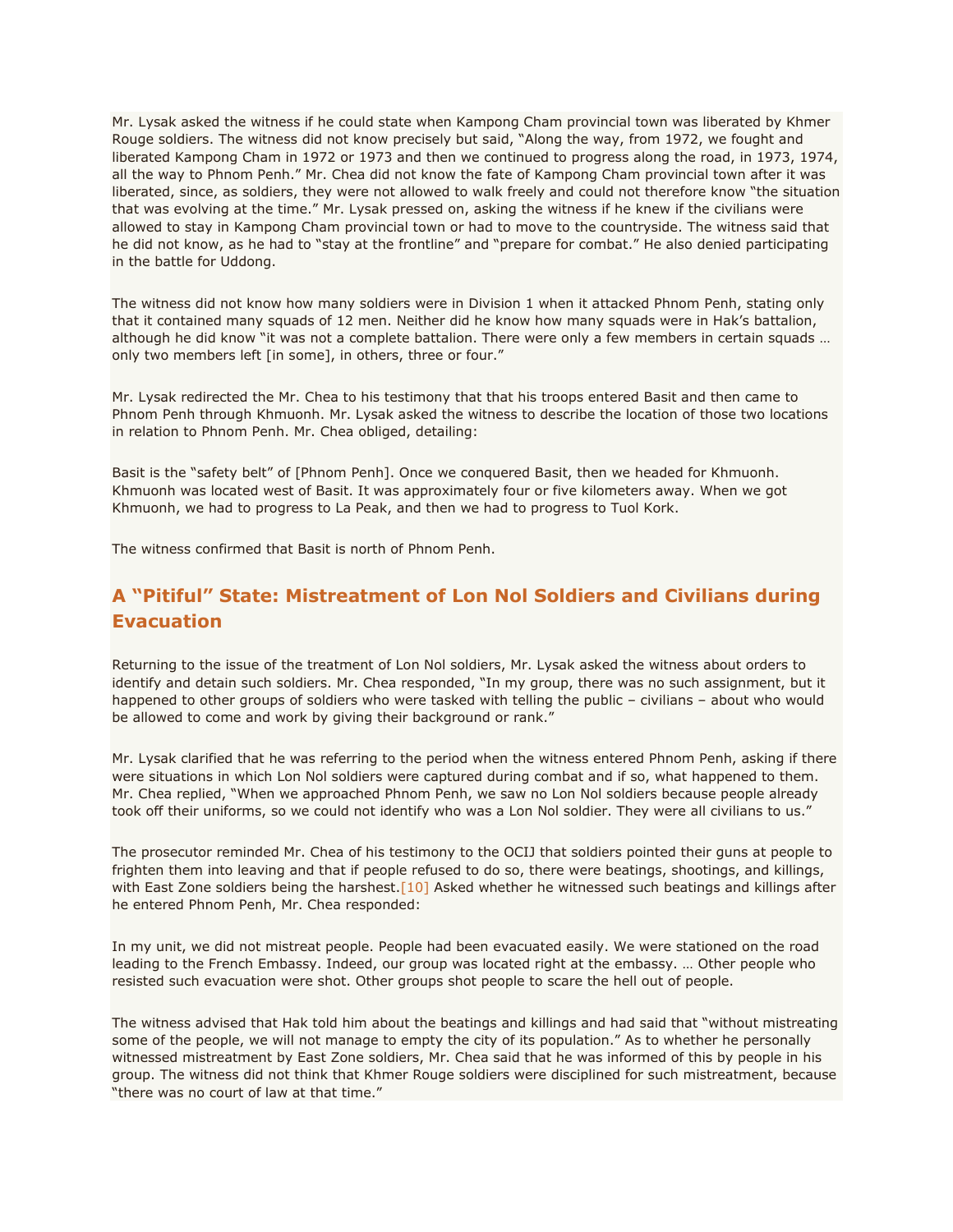Mr. Lysak asked the witness if he could state when Kampong Cham provincial town was liberated by Khmer Rouge soldiers. The witness did not know precisely but said, "Along the way, from 1972, we fought and liberated Kampong Cham in 1972 or 1973 and then we continued to progress along the road, in 1973, 1974, all the way to Phnom Penh." Mr. Chea did not know the fate of Kampong Cham provincial town after it was liberated, since, as soldiers, they were not allowed to walk freely and could not therefore know "the situation that was evolving at the time." Mr. Lysak pressed on, asking the witness if he knew if the civilians were allowed to stay in Kampong Cham provincial town or had to move to the countryside. The witness said that he did not know, as he had to "stay at the frontline" and "prepare for combat." He also denied participating in the battle for Uddong.

The witness did not know how many soldiers were in Division 1 when it attacked Phnom Penh, stating only that it contained many squads of 12 men. Neither did he know how many squads were in Hak's battalion, although he did know "it was not a complete battalion. There were only a few members in certain squads … only two members left [in some], in others, three or four."

Mr. Lysak redirected the Mr. Chea to his testimony that that his troops entered Basit and then came to Phnom Penh through Khmuonh. Mr. Lysak asked the witness to describe the location of those two locations in relation to Phnom Penh. Mr. Chea obliged, detailing:

Basit is the "safety belt" of [Phnom Penh]. Once we conquered Basit, then we headed for Khmuonh. Khmuonh was located west of Basit. It was approximately four or five kilometers away. When we got Khmuonh, we had to progress to La Peak, and then we had to progress to Tuol Kork.

The witness confirmed that Basit is north of Phnom Penh.

## A "Pitiful" State: Mistreatment of Lon Nol Soldiers and Civilians during Evacuation

Returning to the issue of the treatment of Lon Nol soldiers, Mr. Lysak asked the witness about orders to identify and detain such soldiers. Mr. Chea responded, "In my group, there was no such assignment, but it happened to other groups of soldiers who were tasked with telling the public – civilians – about who would be allowed to come and work by giving their background or rank."

Mr. Lysak clarified that he was referring to the period when the witness entered Phnom Penh, asking if there were situations in which Lon Nol soldiers were captured during combat and if so, what happened to them. Mr. Chea replied, "When we approached Phnom Penh, we saw no Lon Nol soldiers because people already took off their uniforms, so we could not identify who was a Lon Nol soldier. They were all civilians to us."

The prosecutor reminded Mr. Chea of his testimony to the OCIJ that soldiers pointed their guns at people to frighten them into leaving and that if people refused to do so, there were beatings, shootings, and killings, with East Zone soldiers being the harshest.[10] Asked whether he witnessed such beatings and killings after he entered Phnom Penh, Mr. Chea responded:

In my unit, we did not mistreat people. People had been evacuated easily. We were stationed on the road leading to the French Embassy. Indeed, our group was located right at the embassy. … Other people who resisted such evacuation were shot. Other groups shot people to scare the hell out of people.

The witness advised that Hak told him about the beatings and killings and had said that "without mistreating some of the people, we will not manage to empty the city of its population." As to whether he personally witnessed mistreatment by East Zone soldiers, Mr. Chea said that he was informed of this by people in his group. The witness did not think that Khmer Rouge soldiers were disciplined for such mistreatment, because "there was no court of law at that time."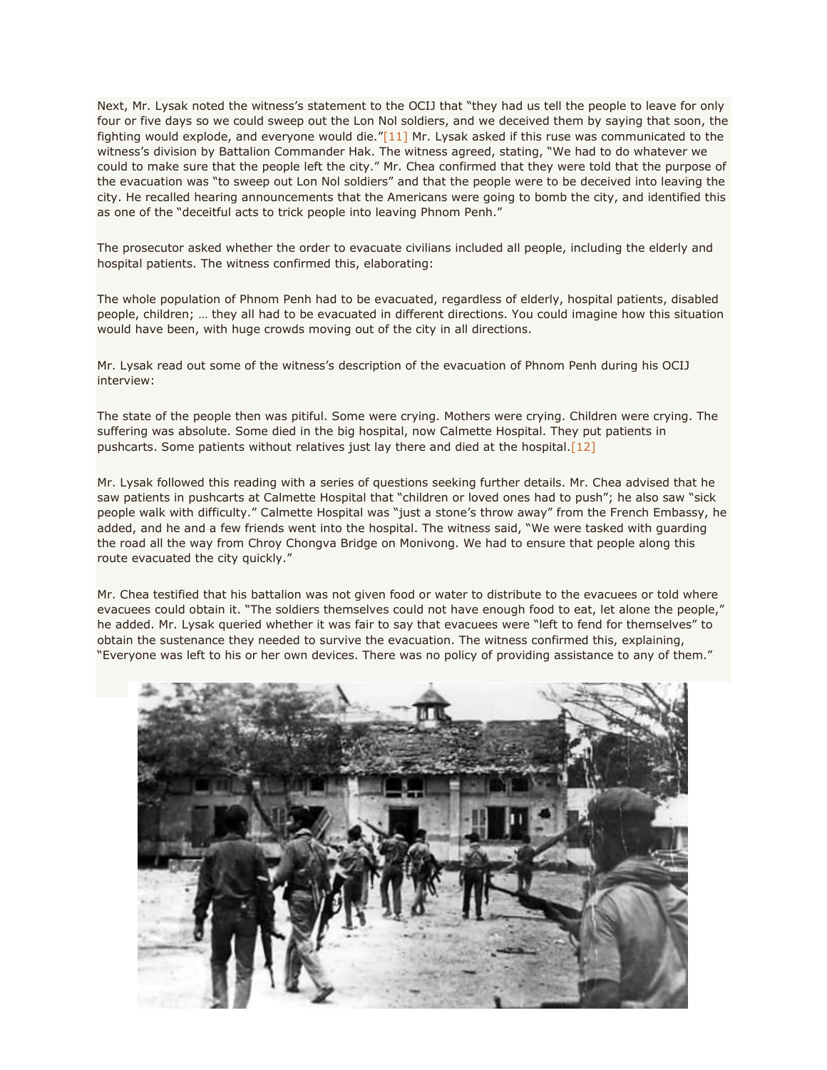Next, Mr. Lysak noted the witness's statement to the OCIJ that "they had us tell the people to leave for only four or five days so we could sweep out the Lon Nol soldiers, and we deceived them by saying that soon, the fighting would explode, and everyone would die."[11] Mr. Lysak asked if this ruse was communicated to the witness's division by Battalion Commander Hak. The witness agreed, stating, "We had to do whatever we could to make sure that the people left the city." Mr. Chea confirmed that they were told that the purpose of the evacuation was "to sweep out Lon Nol soldiers" and that the people were to be deceived into leaving the city. He recalled hearing announcements that the Americans were going to bomb the city, and identified this as one of the "deceitful acts to trick people into leaving Phnom Penh."

The prosecutor asked whether the order to evacuate civilians included all people, including the elderly and hospital patients. The witness confirmed this, elaborating:

The whole population of Phnom Penh had to be evacuated, regardless of elderly, hospital patients, disabled people, children; … they all had to be evacuated in different directions. You could imagine how this situation would have been, with huge crowds moving out of the city in all directions.

Mr. Lysak read out some of the witness's description of the evacuation of Phnom Penh during his OCIJ interview:

The state of the people then was pitiful. Some were crying. Mothers were crying. Children were crying. The suffering was absolute. Some died in the big hospital, now Calmette Hospital. They put patients in pushcarts. Some patients without relatives just lay there and died at the hospital.[12]

Mr. Lysak followed this reading with a series of questions seeking further details. Mr. Chea advised that he saw patients in pushcarts at Calmette Hospital that "children or loved ones had to push"; he also saw "sick people walk with difficulty." Calmette Hospital was "just a stone's throw away" from the French Embassy, he added, and he and a few friends went into the hospital. The witness said, "We were tasked with guarding the road all the way from Chroy Chongva Bridge on Monivong. We had to ensure that people along this route evacuated the city quickly."

Mr. Chea testified that his battalion was not given food or water to distribute to the evacuees or told where evacuees could obtain it. "The soldiers themselves could not have enough food to eat, let alone the people," he added. Mr. Lysak queried whether it was fair to say that evacuees were "left to fend for themselves" to obtain the sustenance they needed to survive the evacuation. The witness confirmed this, explaining, "Everyone was left to his or her own devices. There was no policy of providing assistance to any of them."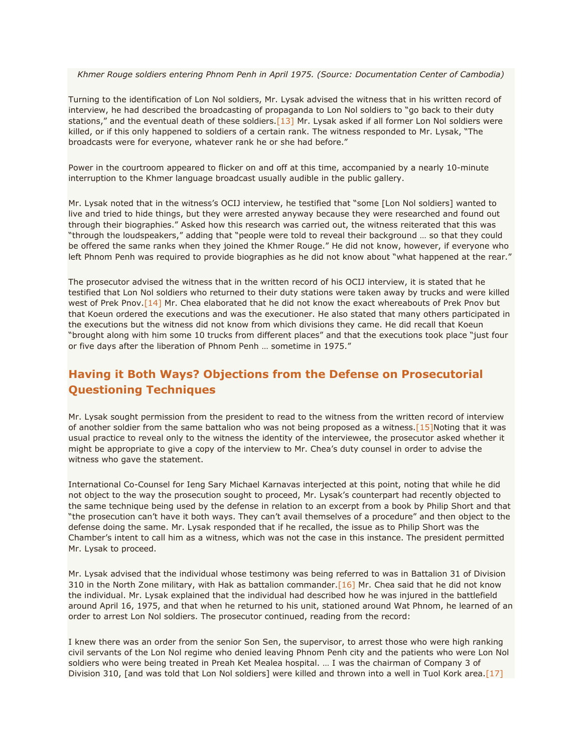*Khmer Rouge soldiers entering Phnom Penh in April 1975. (Source: Documentation Center of Cambodia)*

Turning to the identification of Lon Nol soldiers, Mr. Lysak advised the witness that in his written record of interview, he had described the broadcasting of propaganda to Lon Nol soldiers to "go back to their duty stations," and the eventual death of these soldiers.[13] Mr. Lysak asked if all former Lon Nol soldiers were killed, or if this only happened to soldiers of a certain rank. The witness responded to Mr. Lysak, "The broadcasts were for everyone, whatever rank he or she had before."

Power in the courtroom appeared to flicker on and off at this time, accompanied by a nearly 10-minute interruption to the Khmer language broadcast usually audible in the public gallery.

Mr. Lysak noted that in the witness's OCIJ interview, he testified that "some [Lon Nol soldiers] wanted to live and tried to hide things, but they were arrested anyway because they were researched and found out through their biographies." Asked how this research was carried out, the witness reiterated that this was "through the loudspeakers," adding that "people were told to reveal their background … so that they could be offered the same ranks when they joined the Khmer Rouge." He did not know, however, if everyone who left Phnom Penh was required to provide biographies as he did not know about "what happened at the rear."

The prosecutor advised the witness that in the written record of his OCIJ interview, it is stated that he testified that Lon Nol soldiers who returned to their duty stations were taken away by trucks and were killed west of Prek Pnov.[14] Mr. Chea elaborated that he did not know the exact whereabouts of Prek Pnov but that Koeun ordered the executions and was the executioner. He also stated that many others participated in the executions but the witness did not know from which divisions they came. He did recall that Koeun "brought along with him some 10 trucks from different places" and that the executions took place "just four or five days after the liberation of Phnom Penh … sometime in 1975."

## Having it Both Ways? Objections from the Defense on Prosecutorial Questioning Techniques

Mr. Lysak sought permission from the president to read to the witness from the written record of interview of another soldier from the same battalion who was not being proposed as a witness.[15]Noting that it was usual practice to reveal only to the witness the identity of the interviewee, the prosecutor asked whether it might be appropriate to give a copy of the interview to Mr. Chea's duty counsel in order to advise the witness who gave the statement.

International Co-Counsel for Ieng Sary Michael Karnavas interjected at this point, noting that while he did not object to the way the prosecution sought to proceed, Mr. Lysak's counterpart had recently objected to the same technique being used by the defense in relation to an excerpt from a book by Philip Short and that "the prosecution can't have it both ways. They can't avail themselves of a procedure" and then object to the defense doing the same. Mr. Lysak responded that if he recalled, the issue as to Philip Short was the Chamber's intent to call him as a witness, which was not the case in this instance. The president permitted Mr. Lysak to proceed.

Mr. Lysak advised that the individual whose testimony was being referred to was in Battalion 31 of Division 310 in the North Zone military, with Hak as battalion commander.[16] Mr. Chea said that he did not know the individual. Mr. Lysak explained that the individual had described how he was injured in the battlefield around April 16, 1975, and that when he returned to his unit, stationed around Wat Phnom, he learned of an order to arrest Lon Nol soldiers. The prosecutor continued, reading from the record:

I knew there was an order from the senior Son Sen, the supervisor, to arrest those who were high ranking civil servants of the Lon Nol regime who denied leaving Phnom Penh city and the patients who were Lon Nol soldiers who were being treated in Preah Ket Mealea hospital. … I was the chairman of Company 3 of Division 310, [and was told that Lon Nol soldiers] were killed and thrown into a well in Tuol Kork area.[17]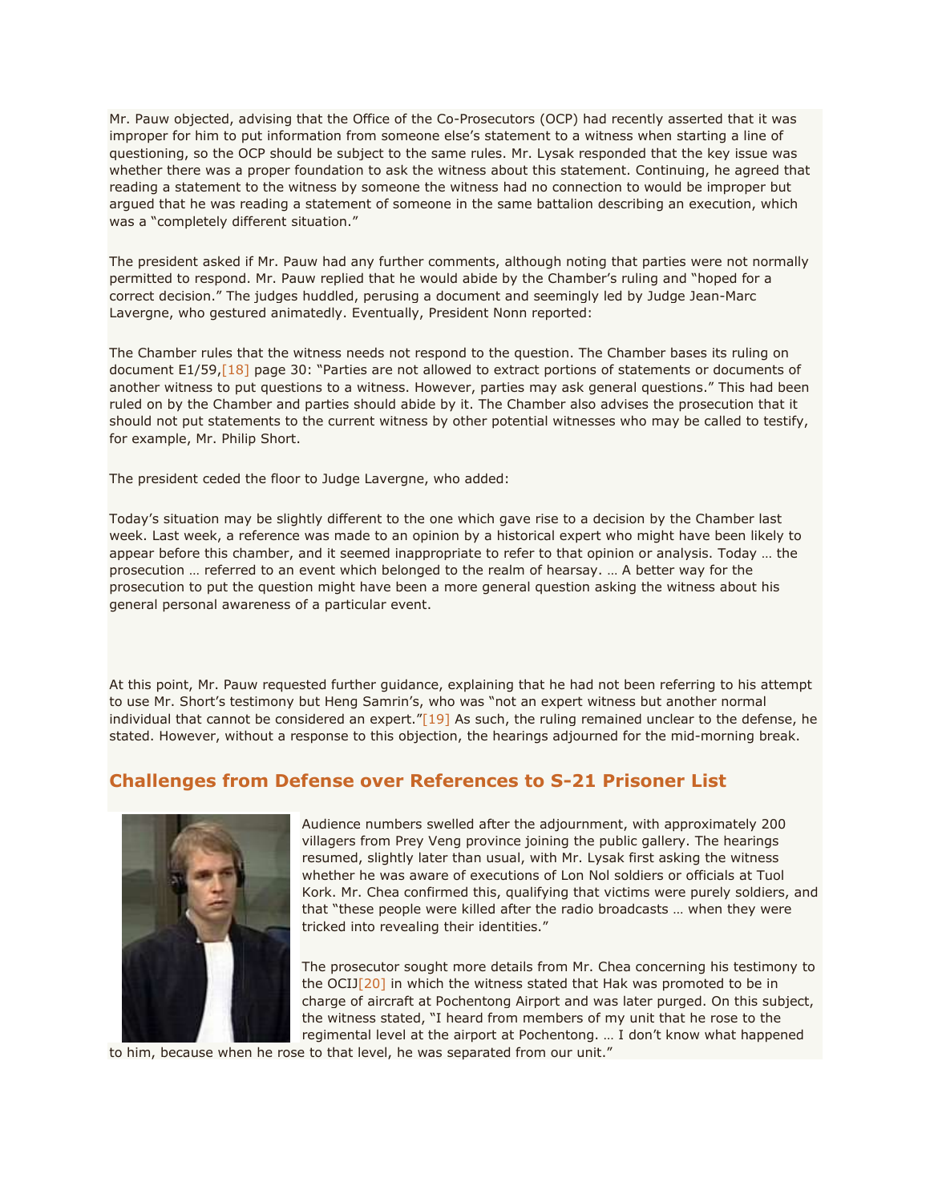Mr. Pauw objected, advising that the Office of the Co-Prosecutors (OCP) had recently asserted that it was improper for him to put information from someone else's statement to a witness when starting a line of questioning, so the OCP should be subject to the same rules. Mr. Lysak responded that the key issue was whether there was a proper foundation to ask the witness about this statement. Continuing, he agreed that reading a statement to the witness by someone the witness had no connection to would be improper but argued that he was reading a statement of someone in the same battalion describing an execution, which was a "completely different situation."

The president asked if Mr. Pauw had any further comments, although noting that parties were not normally permitted to respond. Mr. Pauw replied that he would abide by the Chamber's ruling and "hoped for a correct decision." The judges huddled, perusing a document and seemingly led by Judge Jean-Marc Lavergne, who gestured animatedly. Eventually, President Nonn reported:

The Chamber rules that the witness needs not respond to the question. The Chamber bases its ruling on document E1/59,[18] page 30: "Parties are not allowed to extract portions of statements or documents of another witness to put questions to a witness. However, parties may ask general questions." This had been ruled on by the Chamber and parties should abide by it. The Chamber also advises the prosecution that it should not put statements to the current witness by other potential witnesses who may be called to testify, for example, Mr. Philip Short.

The president ceded the floor to Judge Lavergne, who added:

Today's situation may be slightly different to the one which gave rise to a decision by the Chamber last week. Last week, a reference was made to an opinion by a historical expert who might have been likely to appear before this chamber, and it seemed inappropriate to refer to that opinion or analysis. Today … the prosecution … referred to an event which belonged to the realm of hearsay. … A better way for the prosecution to put the question might have been a more general question asking the witness about his general personal awareness of a particular event.

At this point, Mr. Pauw requested further guidance, explaining that he had not been referring to his attempt to use Mr. Short's testimony but Heng Samrin's, who was "not an expert witness but another normal individual that cannot be considered an expert."[19] As such, the ruling remained unclear to the defense, he stated. However, without a response to this objection, the hearings adjourned for the mid-morning break.

## Challenges from Defense over References to S-21 Prisoner List

Audience numbers swelled after the adjournment, with approximately 200 villagers from Prey Veng province joining the public gallery. The hearings resumed, slightly later than usual, with Mr. Lysak first asking the witness whether he was aware of executions of Lon Nol soldiers or officials at Tuol Kork. Mr. Chea confirmed this, qualifying that victims were purely soldiers, and that "these people were killed after the radio broadcasts … when they were tricked into revealing their identities."

The prosecutor sought more details from Mr. Chea concerning his testimony to the OCIJ[20] in which the witness stated that Hak was promoted to be in charge of aircraft at Pochentong Airport and was later purged. On this subject, the witness stated, "I heard from members of my unit that he rose to the regimental level at the airport at Pochentong. … I don't know what happened to him, because when he rose to that level, he was separated from our unit."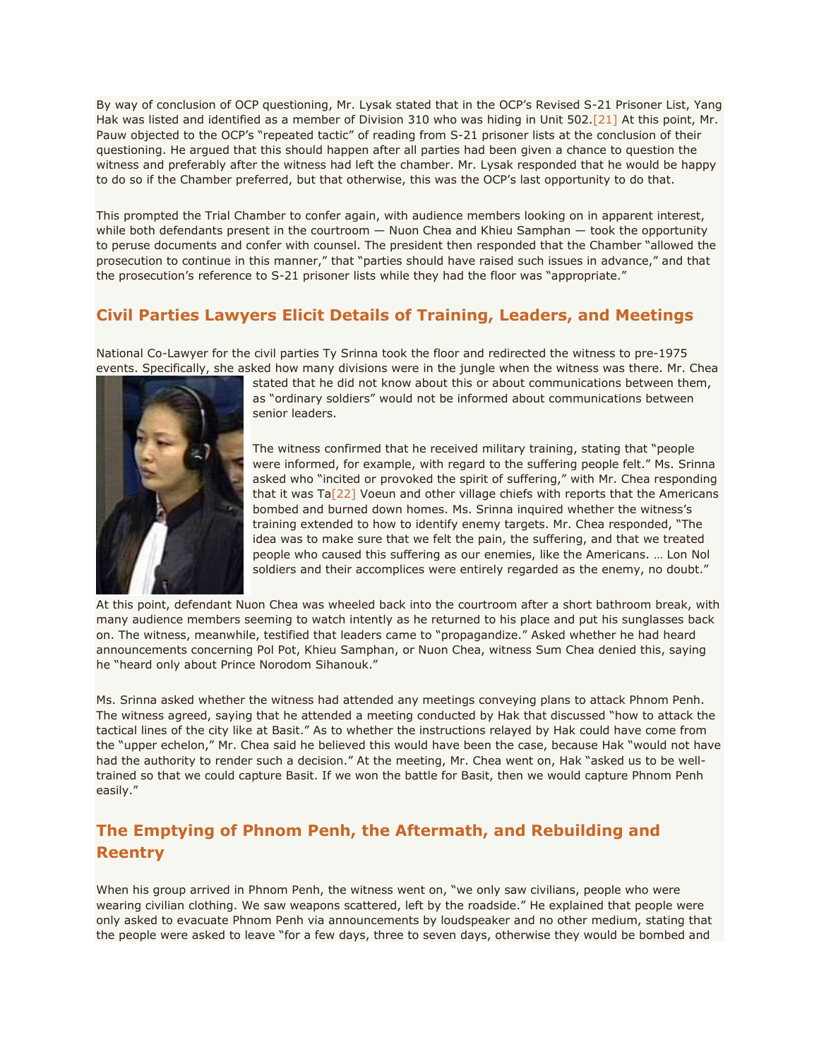By way of conclusion of OCP questioning, Mr. Lysak stated that in the OCP's Revised S-21 Prisoner List, Yang Hak was listed and identified as a member of Division 310 who was hiding in Unit 502.[21] At this point, Mr. Pauw objected to the OCP's "repeated tactic" of reading from S-21 prisoner lists at the conclusion of their questioning. He argued that this should happen after all parties had been given a chance to question the witness and preferably after the witness had left the chamber. Mr. Lysak responded that he would be happy to do so if the Chamber preferred, but that otherwise, this was the OCP's last opportunity to do that.

This prompted the Trial Chamber to confer again, with audience members looking on in apparent interest, while both defendants present in the courtroom — Nuon Chea and Khieu Samphan — took the opportunity to peruse documents and confer with counsel. The president then responded that the Chamber "allowed the prosecution to continue in this manner," that "parties should have raised such issues in advance," and that the prosecution's reference to S-21 prisoner lists while they had the floor was "appropriate."

## Civil Parties Lawyers Elicit Details of Training, Leaders, and Meetings

National Co-Lawyer for the civil parties Ty Srinna took the floor and redirected the witness to pre-1975 events. Specifically, she asked how many divisions were in the jungle when the witness was there. Mr. Chea stated that he did not know about this or about communications between them, as "ordinary soldiers" would not be informed about communications between senior leaders.

The witness confirmed that he received military training, stating that "people were informed, for example, with regard to the suffering people felt." Ms. Srinna asked who "incited or provoked the spirit of suffering," with Mr. Chea responding that it was Ta[22] Voeun and other village chiefs with reports that the Americans bombed and burned down homes. Ms. Srinna inquired whether the witness's training extended to how to identify enemy targets. Mr. Chea responded, "The idea was to make sure that we felt the pain, the suffering, and that we treated people who caused this suffering as our enemies, like the Americans. … Lon Nol soldiers and their accomplices were entirely regarded as the enemy, no doubt."

At this point, defendant Nuon Chea was wheeled back into the courtroom after a short bathroom break, with many audience members seeming to watch intently as he returned to his place and put his sunglasses back on. The witness, meanwhile, testified that leaders came to "propagandize." Asked whether he had heard announcements concerning Pol Pot, Khieu Samphan, or Nuon Chea, witness Sum Chea denied this, saying he "heard only about Prince Norodom Sihanouk."

Ms. Srinna asked whether the witness had attended any meetings conveying plans to attack Phnom Penh. The witness agreed, saying that he attended a meeting conducted by Hak that discussed "how to attack the tactical lines of the city like at Basit." As to whether the instructions relayed by Hak could have come from the "upper echelon," Mr. Chea said he believed this would have been the case, because Hak "would not have had the authority to render such a decision." At the meeting, Mr. Chea went on, Hak "asked us to be well-trained so that we could capture Basit. If we won the battle for Basit, then we would capture Phnom Penh easily."

## The Emptying of Phnom Penh, the Aftermath, and Rebuilding and Reentry

When his group arrived in Phnom Penh, the witness went on, "we only saw civilians, people who were wearing civilian clothing. We saw weapons scattered, left by the roadside." He explained that people were only asked to evacuate Phnom Penh via announcements by loudspeaker and no other medium, stating that the people were asked to leave "for a few days, three to seven days, otherwise they would be bombed and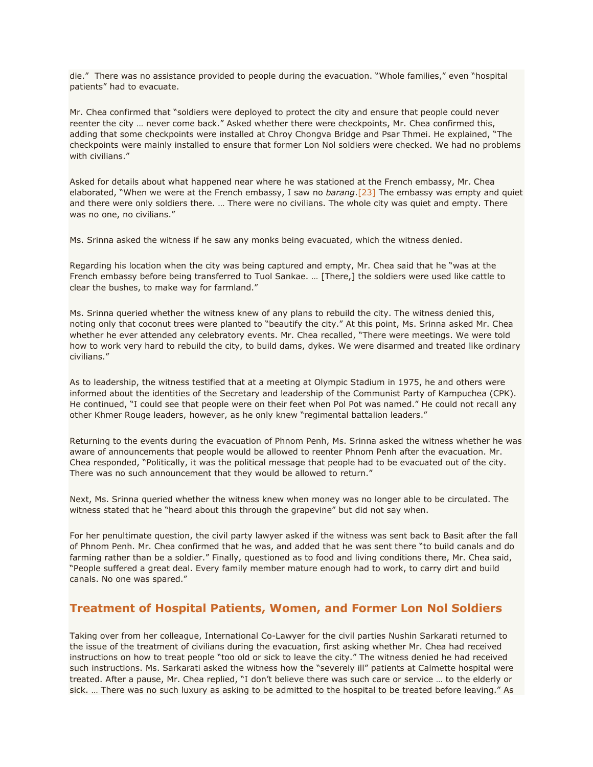die." There was no assistance provided to people during the evacuation. "Whole families," even "hospital patients" had to evacuate.

Mr. Chea confirmed that "soldiers were deployed to protect the city and ensure that people could never reenter the city … never come back." Asked whether there were checkpoints, Mr. Chea confirmed this, adding that some checkpoints were installed at Chroy Chongva Bridge and Psar Thmei. He explained, "The checkpoints were mainly installed to ensure that former Lon Nol soldiers were checked. We had no problems with civilians."

Asked for details about what happened near where he was stationed at the French embassy, Mr. Chea elaborated, "When we were at the French embassy, I saw no *barang*.[23] The embassy was empty and quiet and there were only soldiers there. … There were no civilians. The whole city was quiet and empty. There was no one, no civilians."

Ms. Srinna asked the witness if he saw any monks being evacuated, which the witness denied.

Regarding his location when the city was being captured and empty, Mr. Chea said that he "was at the French embassy before being transferred to Tuol Sankae. … [There,] the soldiers were used like cattle to clear the bushes, to make way for farmland."

Ms. Srinna queried whether the witness knew of any plans to rebuild the city. The witness denied this, noting only that coconut trees were planted to "beautify the city." At this point, Ms. Srinna asked Mr. Chea whether he ever attended any celebratory events. Mr. Chea recalled, "There were meetings. We were told how to work very hard to rebuild the city, to build dams, dykes. We were disarmed and treated like ordinary civilians."

As to leadership, the witness testified that at a meeting at Olympic Stadium in 1975, he and others were informed about the identities of the Secretary and leadership of the Communist Party of Kampuchea (CPK). He continued, "I could see that people were on their feet when Pol Pot was named." He could not recall any other Khmer Rouge leaders, however, as he only knew "regimental battalion leaders."

Returning to the events during the evacuation of Phnom Penh, Ms. Srinna asked the witness whether he was aware of announcements that people would be allowed to reenter Phnom Penh after the evacuation. Mr. Chea responded, "Politically, it was the political message that people had to be evacuated out of the city. There was no such announcement that they would be allowed to return."

Next, Ms. Srinna queried whether the witness knew when money was no longer able to be circulated. The witness stated that he "heard about this through the grapevine" but did not say when.

For her penultimate question, the civil party lawyer asked if the witness was sent back to Basit after the fall of Phnom Penh. Mr. Chea confirmed that he was, and added that he was sent there "to build canals and do farming rather than be a soldier." Finally, questioned as to food and living conditions there, Mr. Chea said, "People suffered a great deal. Every family member mature enough had to work, to carry dirt and build canals. No one was spared."

## Treatment of Hospital Patients, Women, and Former Lon Nol Soldiers

Taking over from her colleague, International Co-Lawyer for the civil parties Nushin Sarkarati returned to the issue of the treatment of civilians during the evacuation, first asking whether Mr. Chea had received instructions on how to treat people "too old or sick to leave the city." The witness denied he had received such instructions. Ms. Sarkarati asked the witness how the "severely ill" patients at Calmette hospital were treated. After a pause, Mr. Chea replied, "I don't believe there was such care or service … to the elderly or sick. … There was no such luxury as asking to be admitted to the hospital to be treated before leaving." As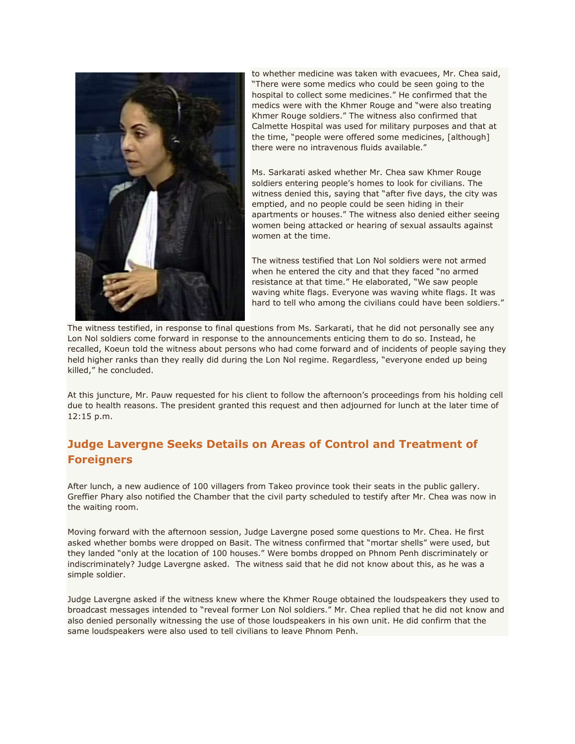to whether medicine was taken with evacuees, Mr. Chea said, "There were some medics who could be seen going to the hospital to collect some medicines." He confirmed that the medics were with the Khmer Rouge and "were also treating Khmer Rouge soldiers." The witness also confirmed that Calmette Hospital was used for military purposes and that at the time, "people were offered some medicines, [although] there were no intravenous fluids available."

Ms. Sarkarati asked whether Mr. Chea saw Khmer Rouge soldiers entering people's homes to look for civilians. The witness denied this, saying that "after five days, the city was emptied, and no people could be seen hiding in their apartments or houses." The witness also denied either seeing women being attacked or hearing of sexual assaults against women at the time.

The witness testified that Lon Nol soldiers were not armed when he entered the city and that they faced "no armed resistance at that time." He elaborated, "We saw people waving white flags. Everyone was waving white flags. It was hard to tell who among the civilians could have been soldiers."

The witness testified, in response to final questions from Ms. Sarkarati, that he did not personally see any Lon Nol soldiers come forward in response to the announcements enticing them to do so. Instead, he recalled, Koeun told the witness about persons who had come forward and of incidents of people saying they held higher ranks than they really did during the Lon Nol regime. Regardless, "everyone ended up being killed," he concluded.

At this juncture, Mr. Pauw requested for his client to follow the afternoon's proceedings from his holding cell due to health reasons. The president granted this request and then adjourned for lunch at the later time of 12:15 p.m.

## Judge Lavergne Seeks Details on Areas of Control and Treatment of Foreigners

After lunch, a new audience of 100 villagers from Takeo province took their seats in the public gallery. Greffier Phary also notified the Chamber that the civil party scheduled to testify after Mr. Chea was now in the waiting room.

Moving forward with the afternoon session, Judge Lavergne posed some questions to Mr. Chea. He first asked whether bombs were dropped on Basit. The witness confirmed that "mortar shells" were used, but they landed "only at the location of 100 houses." Were bombs dropped on Phnom Penh discriminately or indiscriminately? Judge Lavergne asked. The witness said that he did not know about this, as he was a simple soldier.

Judge Lavergne asked if the witness knew where the Khmer Rouge obtained the loudspeakers they used to broadcast messages intended to "reveal former Lon Nol soldiers." Mr. Chea replied that he did not know and also denied personally witnessing the use of those loudspeakers in his own unit. He did confirm that the same loudspeakers were also used to tell civilians to leave Phnom Penh.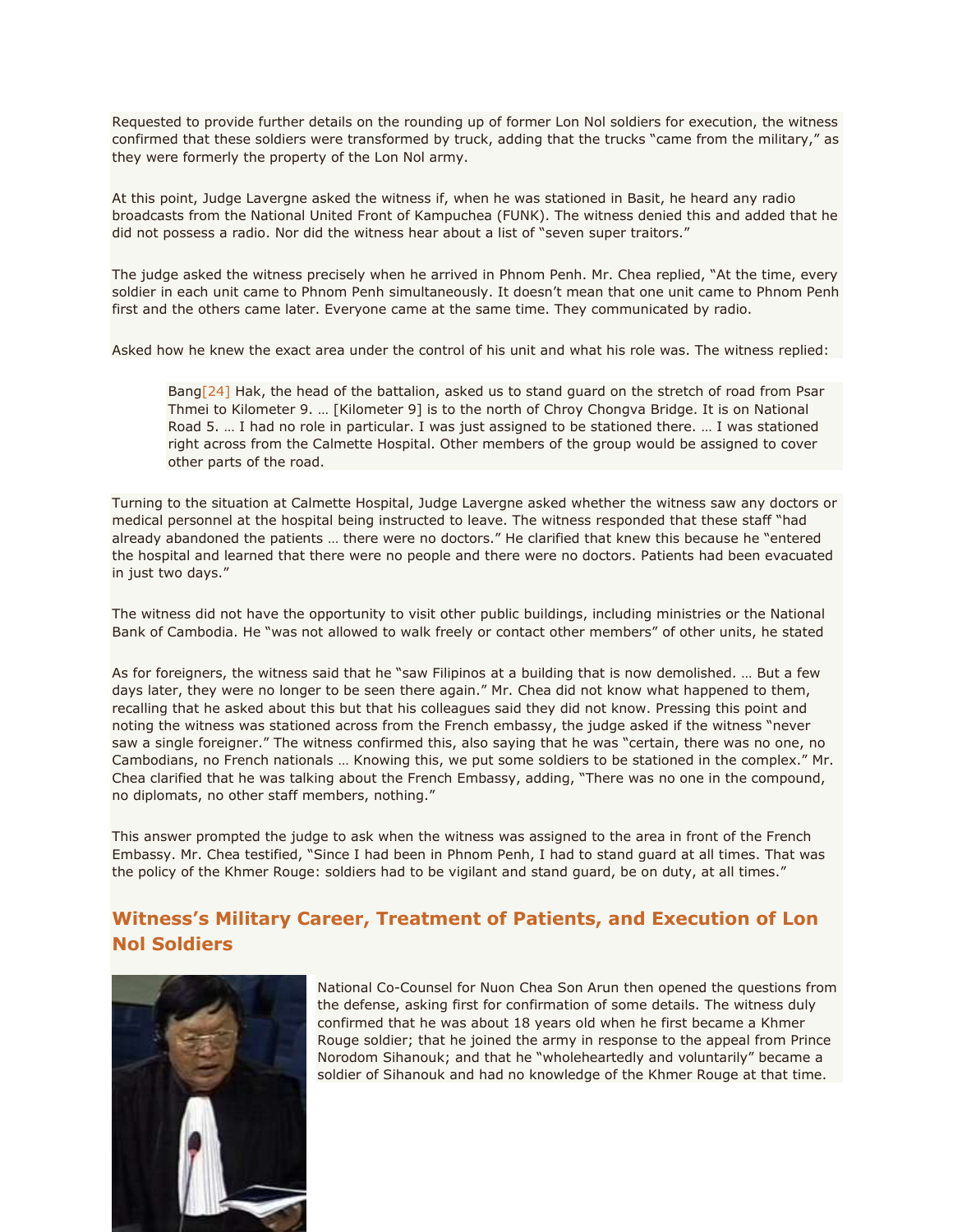Requested to provide further details on the rounding up of former Lon Nol soldiers for execution, the witness confirmed that these soldiers were transformed by truck, adding that the trucks "came from the military," as they were formerly the property of the Lon Nol army.

At this point, Judge Lavergne asked the witness if, when he was stationed in Basit, he heard any radio broadcasts from the National United Front of Kampuchea (FUNK). The witness denied this and added that he did not possess a radio. Nor did the witness hear about a list of "seven super traitors."

The judge asked the witness precisely when he arrived in Phnom Penh. Mr. Chea replied, "At the time, every soldier in each unit came to Phnom Penh simultaneously. It doesn't mean that one unit came to Phnom Penh first and the others came later. Everyone came at the same time. They communicated by radio.

Asked how he knew the exact area under the control of his unit and what his role was. The witness replied:

> Bang[24] Hak, the head of the battalion, asked us to stand guard on the stretch of road from Psar Thmei to Kilometer 9. … [Kilometer 9] is to the north of Chroy Chongva Bridge. It is on National Road 5. … I had no role in particular. I was just assigned to be stationed there. … I was stationed right across from the Calmette Hospital. Other members of the group would be assigned to cover other parts of the road.

Turning to the situation at Calmette Hospital, Judge Lavergne asked whether the witness saw any doctors or medical personnel at the hospital being instructed to leave. The witness responded that these staff "had already abandoned the patients … there were no doctors." He clarified that knew this because he "entered the hospital and learned that there were no people and there were no doctors. Patients had been evacuated in just two days."

The witness did not have the opportunity to visit other public buildings, including ministries or the National Bank of Cambodia. He "was not allowed to walk freely or contact other members" of other units, he stated

As for foreigners, the witness said that he "saw Filipinos at a building that is now demolished. … But a few days later, they were no longer to be seen there again." Mr. Chea did not know what happened to them, recalling that he asked about this but that his colleagues said they did not know. Pressing this point and noting the witness was stationed across from the French embassy, the judge asked if the witness "never saw a single foreigner." The witness confirmed this, also saying that he was "certain, there was no one, no Cambodians, no French nationals … Knowing this, we put some soldiers to be stationed in the complex." Mr. Chea clarified that he was talking about the French Embassy, adding, "There was no one in the compound, no diplomats, no other staff members, nothing."

This answer prompted the judge to ask when the witness was assigned to the area in front of the French Embassy. Mr. Chea testified, "Since I had been in Phnom Penh, I had to stand guard at all times. That was the policy of the Khmer Rouge: soldiers had to be vigilant and stand guard, be on duty, at all times."

## Witness's Military Career, Treatment of Patients, and Execution of Lon Nol Soldiers

National Co-Counsel for Nuon Chea Son Arun then opened the questions from the defense, asking first for confirmation of some details. The witness duly confirmed that he was about 18 years old when he first became a Khmer Rouge soldier; that he joined the army in response to the appeal from Prince Norodom Sihanouk; and that he "wholeheartedly and voluntarily" became a soldier of Sihanouk and had no knowledge of the Khmer Rouge at that time.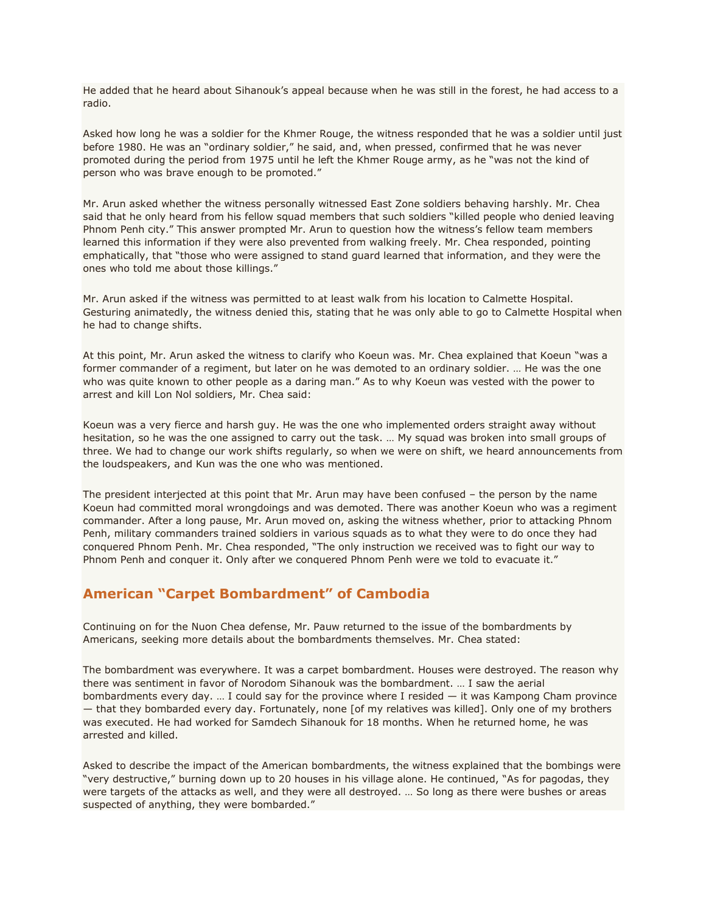He added that he heard about Sihanouk's appeal because when he was still in the forest, he had access to a radio.

Asked how long he was a soldier for the Khmer Rouge, the witness responded that he was a soldier until just before 1980. He was an "ordinary soldier," he said, and, when pressed, confirmed that he was never promoted during the period from 1975 until he left the Khmer Rouge army, as he "was not the kind of person who was brave enough to be promoted."

Mr. Arun asked whether the witness personally witnessed East Zone soldiers behaving harshly. Mr. Chea said that he only heard from his fellow squad members that such soldiers "killed people who denied leaving Phnom Penh city." This answer prompted Mr. Arun to question how the witness's fellow team members learned this information if they were also prevented from walking freely. Mr. Chea responded, pointing emphatically, that "those who were assigned to stand guard learned that information, and they were the ones who told me about those killings."

Mr. Arun asked if the witness was permitted to at least walk from his location to Calmette Hospital. Gesturing animatedly, the witness denied this, stating that he was only able to go to Calmette Hospital when he had to change shifts.

At this point, Mr. Arun asked the witness to clarify who Koeun was. Mr. Chea explained that Koeun "was a former commander of a regiment, but later on he was demoted to an ordinary soldier. … He was the one who was quite known to other people as a daring man." As to why Koeun was vested with the power to arrest and kill Lon Nol soldiers, Mr. Chea said:

Koeun was a very fierce and harsh guy. He was the one who implemented orders straight away without hesitation, so he was the one assigned to carry out the task. … My squad was broken into small groups of three. We had to change our work shifts regularly, so when we were on shift, we heard announcements from the loudspeakers, and Kun was the one who was mentioned.

The president interjected at this point that Mr. Arun may have been confused – the person by the name Koeun had committed moral wrongdoings and was demoted. There was another Koeun who was a regiment commander. After a long pause, Mr. Arun moved on, asking the witness whether, prior to attacking Phnom Penh, military commanders trained soldiers in various squads as to what they were to do once they had conquered Phnom Penh. Mr. Chea responded, "The only instruction we received was to fight our way to Phnom Penh and conquer it. Only after we conquered Phnom Penh were we told to evacuate it."

## American "Carpet Bombardment" of Cambodia

Continuing on for the Nuon Chea defense, Mr. Pauw returned to the issue of the bombardments by Americans, seeking more details about the bombardments themselves. Mr. Chea stated:

The bombardment was everywhere. It was a carpet bombardment. Houses were destroyed. The reason why there was sentiment in favor of Norodom Sihanouk was the bombardment. … I saw the aerial bombardments every day. … I could say for the province where I resided — it was Kampong Cham province — that they bombarded every day. Fortunately, none [of my relatives was killed]. Only one of my brothers was executed. He had worked for Samdech Sihanouk for 18 months. When he returned home, he was arrested and killed.

Asked to describe the impact of the American bombardments, the witness explained that the bombings were "very destructive," burning down up to 20 houses in his village alone. He continued, "As for pagodas, they were targets of the attacks as well, and they were all destroyed. … So long as there were bushes or areas suspected of anything, they were bombarded."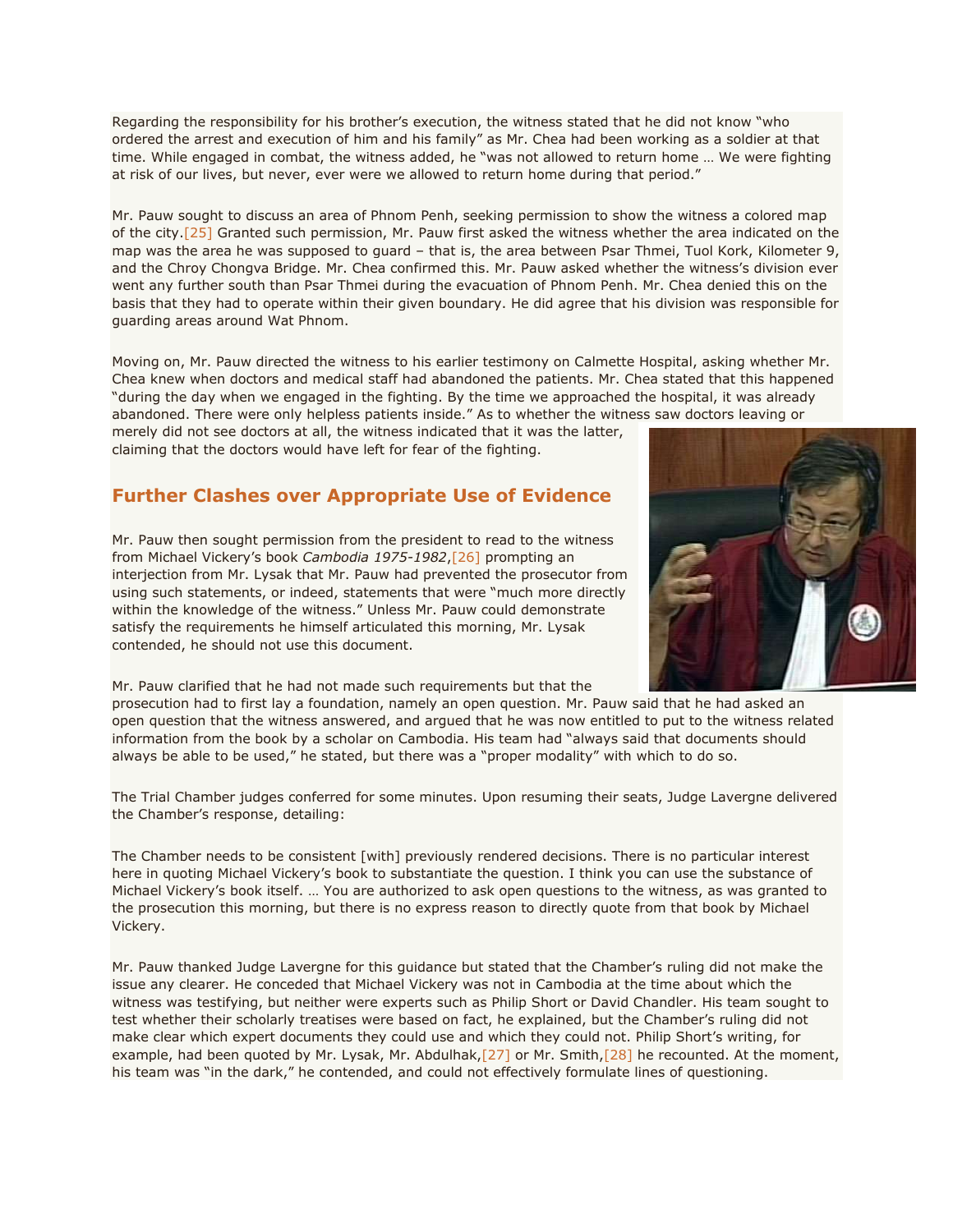Regarding the responsibility for his brother's execution, the witness stated that he did not know "who ordered the arrest and execution of him and his family" as Mr. Chea had been working as a soldier at that time. While engaged in combat, the witness added, he "was not allowed to return home … We were fighting at risk of our lives, but never, ever were we allowed to return home during that period."

Mr. Pauw sought to discuss an area of Phnom Penh, seeking permission to show the witness a colored map of the city.[25] Granted such permission, Mr. Pauw first asked the witness whether the area indicated on the map was the area he was supposed to guard – that is, the area between Psar Thmei, Tuol Kork, Kilometer 9, and the Chroy Chongva Bridge. Mr. Chea confirmed this. Mr. Pauw asked whether the witness's division ever went any further south than Psar Thmei during the evacuation of Phnom Penh. Mr. Chea denied this on the basis that they had to operate within their given boundary. He did agree that his division was responsible for guarding areas around Wat Phnom.

Moving on, Mr. Pauw directed the witness to his earlier testimony on Calmette Hospital, asking whether Mr. Chea knew when doctors and medical staff had abandoned the patients. Mr. Chea stated that this happened "during the day when we engaged in the fighting. By the time we approached the hospital, it was already abandoned. There were only helpless patients inside." As to whether the witness saw doctors leaving or merely did not see doctors at all, the witness indicated that it was the latter, claiming that the doctors would have left for fear of the fighting.

## Further Clashes over Appropriate Use of Evidence

Mr. Pauw then sought permission from the president to read to the witness from Michael Vickery's book *Cambodia 1975-1982*,[26] prompting an interjection from Mr. Lysak that Mr. Pauw had prevented the prosecutor from using such statements, or indeed, statements that were "much more directly within the knowledge of the witness." Unless Mr. Pauw could demonstrate satisfy the requirements he himself articulated this morning, Mr. Lysak contended, he should not use this document.

Mr. Pauw clarified that he had not made such requirements but that the prosecution had to first lay a foundation, namely an open question. Mr. Pauw said that he had asked an open question that the witness answered, and argued that he was now entitled to put to the witness related information from the book by a scholar on Cambodia. His team had "always said that documents should always be able to be used," he stated, but there was a "proper modality" with which to do so.

The Trial Chamber judges conferred for some minutes. Upon resuming their seats, Judge Lavergne delivered the Chamber's response, detailing:

The Chamber needs to be consistent [with] previously rendered decisions. There is no particular interest here in quoting Michael Vickery's book to substantiate the question. I think you can use the substance of Michael Vickery's book itself. … You are authorized to ask open questions to the witness, as was granted to the prosecution this morning, but there is no express reason to directly quote from that book by Michael Vickery.

Mr. Pauw thanked Judge Lavergne for this guidance but stated that the Chamber's ruling did not make the issue any clearer. He conceded that Michael Vickery was not in Cambodia at the time about which the witness was testifying, but neither were experts such as Philip Short or David Chandler. His team sought to test whether their scholarly treatises were based on fact, he explained, but the Chamber's ruling did not make clear which expert documents they could use and which they could not. Philip Short's writing, for example, had been quoted by Mr. Lysak, Mr. Abdulhak,[27] or Mr. Smith,[28] he recounted. At the moment, his team was "in the dark," he contended, and could not effectively formulate lines of questioning.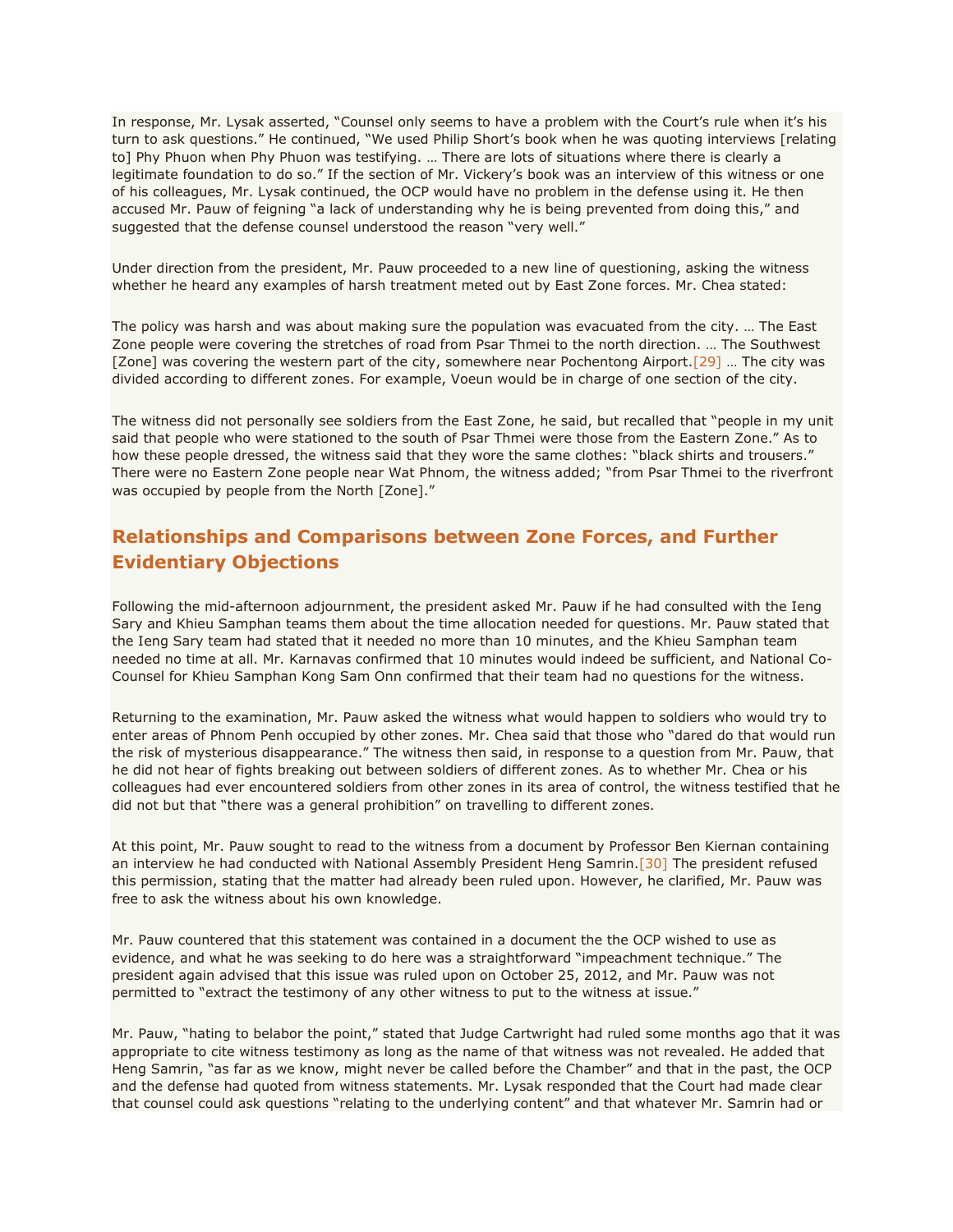In response, Mr. Lysak asserted, "Counsel only seems to have a problem with the Court's rule when it's his turn to ask questions." He continued, "We used Philip Short's book when he was quoting interviews [relating to] Phy Phuon when Phy Phuon was testifying. … There are lots of situations where there is clearly a legitimate foundation to do so." If the section of Mr. Vickery's book was an interview of this witness or one of his colleagues, Mr. Lysak continued, the OCP would have no problem in the defense using it. He then accused Mr. Pauw of feigning "a lack of understanding why he is being prevented from doing this," and suggested that the defense counsel understood the reason "very well."

Under direction from the president, Mr. Pauw proceeded to a new line of questioning, asking the witness whether he heard any examples of harsh treatment meted out by East Zone forces. Mr. Chea stated:

The policy was harsh and was about making sure the population was evacuated from the city. … The East Zone people were covering the stretches of road from Psar Thmei to the north direction. … The Southwest [Zone] was covering the western part of the city, somewhere near Pochentong Airport.[29] … The city was divided according to different zones. For example, Voeun would be in charge of one section of the city.

The witness did not personally see soldiers from the East Zone, he said, but recalled that "people in my unit said that people who were stationed to the south of Psar Thmei were those from the Eastern Zone." As to how these people dressed, the witness said that they wore the same clothes: "black shirts and trousers." There were no Eastern Zone people near Wat Phnom, the witness added; "from Psar Thmei to the riverfront was occupied by people from the North [Zone]."

## Relationships and Comparisons between Zone Forces, and Further Evidentiary Objections

Following the mid-afternoon adjournment, the president asked Mr. Pauw if he had consulted with the Ieng Sary and Khieu Samphan teams them about the time allocation needed for questions. Mr. Pauw stated that the Ieng Sary team had stated that it needed no more than 10 minutes, and the Khieu Samphan team needed no time at all. Mr. Karnavas confirmed that 10 minutes would indeed be sufficient, and National Co-Counsel for Khieu Samphan Kong Sam Onn confirmed that their team had no questions for the witness.

Returning to the examination, Mr. Pauw asked the witness what would happen to soldiers who would try to enter areas of Phnom Penh occupied by other zones. Mr. Chea said that those who "dared do that would run the risk of mysterious disappearance." The witness then said, in response to a question from Mr. Pauw, that he did not hear of fights breaking out between soldiers of different zones. As to whether Mr. Chea or his colleagues had ever encountered soldiers from other zones in its area of control, the witness testified that he did not but that "there was a general prohibition" on travelling to different zones.

At this point, Mr. Pauw sought to read to the witness from a document by Professor Ben Kiernan containing an interview he had conducted with National Assembly President Heng Samrin.[30] The president refused this permission, stating that the matter had already been ruled upon. However, he clarified, Mr. Pauw was free to ask the witness about his own knowledge.

Mr. Pauw countered that this statement was contained in a document the the OCP wished to use as evidence, and what he was seeking to do here was a straightforward "impeachment technique." The president again advised that this issue was ruled upon on October 25, 2012, and Mr. Pauw was not permitted to "extract the testimony of any other witness to put to the witness at issue."

Mr. Pauw, "hating to belabor the point," stated that Judge Cartwright had ruled some months ago that it was appropriate to cite witness testimony as long as the name of that witness was not revealed. He added that Heng Samrin, "as far as we know, might never be called before the Chamber" and that in the past, the OCP and the defense had quoted from witness statements. Mr. Lysak responded that the Court had made clear that counsel could ask questions "relating to the underlying content" and that whatever Mr. Samrin had or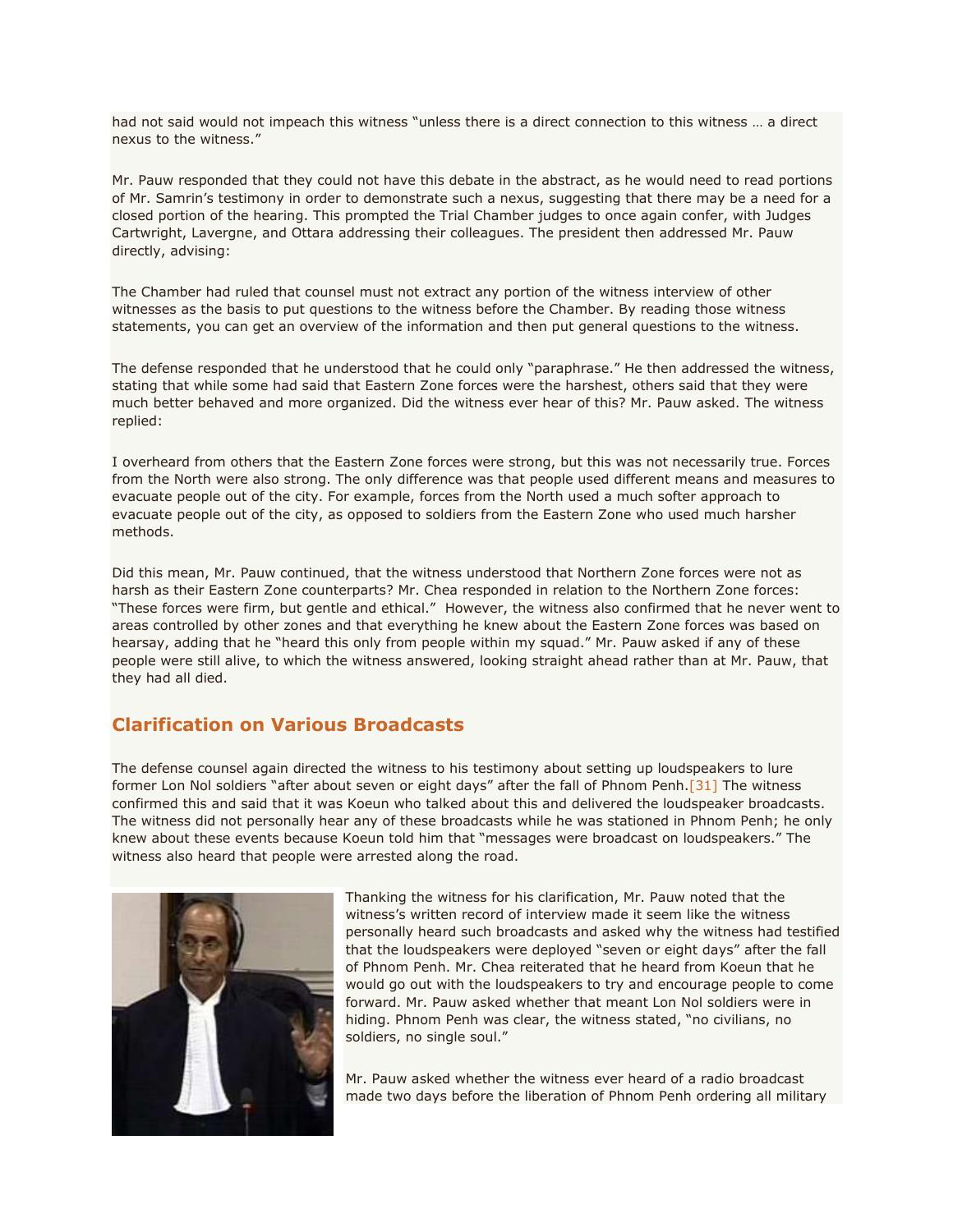had not said would not impeach this witness "unless there is a direct connection to this witness … a direct nexus to the witness."

Mr. Pauw responded that they could not have this debate in the abstract, as he would need to read portions of Mr. Samrin's testimony in order to demonstrate such a nexus, suggesting that there may be a need for a closed portion of the hearing. This prompted the Trial Chamber judges to once again confer, with Judges Cartwright, Lavergne, and Ottara addressing their colleagues. The president then addressed Mr. Pauw directly, advising:

The Chamber had ruled that counsel must not extract any portion of the witness interview of other witnesses as the basis to put questions to the witness before the Chamber. By reading those witness statements, you can get an overview of the information and then put general questions to the witness.

The defense responded that he understood that he could only "paraphrase." He then addressed the witness, stating that while some had said that Eastern Zone forces were the harshest, others said that they were much better behaved and more organized. Did the witness ever hear of this? Mr. Pauw asked. The witness replied:

I overheard from others that the Eastern Zone forces were strong, but this was not necessarily true. Forces from the North were also strong. The only difference was that people used different means and measures to evacuate people out of the city. For example, forces from the North used a much softer approach to evacuate people out of the city, as opposed to soldiers from the Eastern Zone who used much harsher methods.

Did this mean, Mr. Pauw continued, that the witness understood that Northern Zone forces were not as harsh as their Eastern Zone counterparts? Mr. Chea responded in relation to the Northern Zone forces: "These forces were firm, but gentle and ethical." However, the witness also confirmed that he never went to areas controlled by other zones and that everything he knew about the Eastern Zone forces was based on hearsay, adding that he "heard this only from people within my squad." Mr. Pauw asked if any of these people were still alive, to which the witness answered, looking straight ahead rather than at Mr. Pauw, that they had all died.

## Clarification on Various Broadcasts

The defense counsel again directed the witness to his testimony about setting up loudspeakers to lure former Lon Nol soldiers "after about seven or eight days" after the fall of Phnom Penh.[31] The witness confirmed this and said that it was Koeun who talked about this and delivered the loudspeaker broadcasts. The witness did not personally hear any of these broadcasts while he was stationed in Phnom Penh; he only knew about these events because Koeun told him that "messages were broadcast on loudspeakers." The witness also heard that people were arrested along the road.

Thanking the witness for his clarification, Mr. Pauw noted that the witness's written record of interview made it seem like the witness personally heard such broadcasts and asked why the witness had testified that the loudspeakers were deployed "seven or eight days" after the fall of Phnom Penh. Mr. Chea reiterated that he heard from Koeun that he would go out with the loudspeakers to try and encourage people to come forward. Mr. Pauw asked whether that meant Lon Nol soldiers were in hiding. Phnom Penh was clear, the witness stated, "no civilians, no soldiers, no single soul."

Mr. Pauw asked whether the witness ever heard of a radio broadcast made two days before the liberation of Phnom Penh ordering all military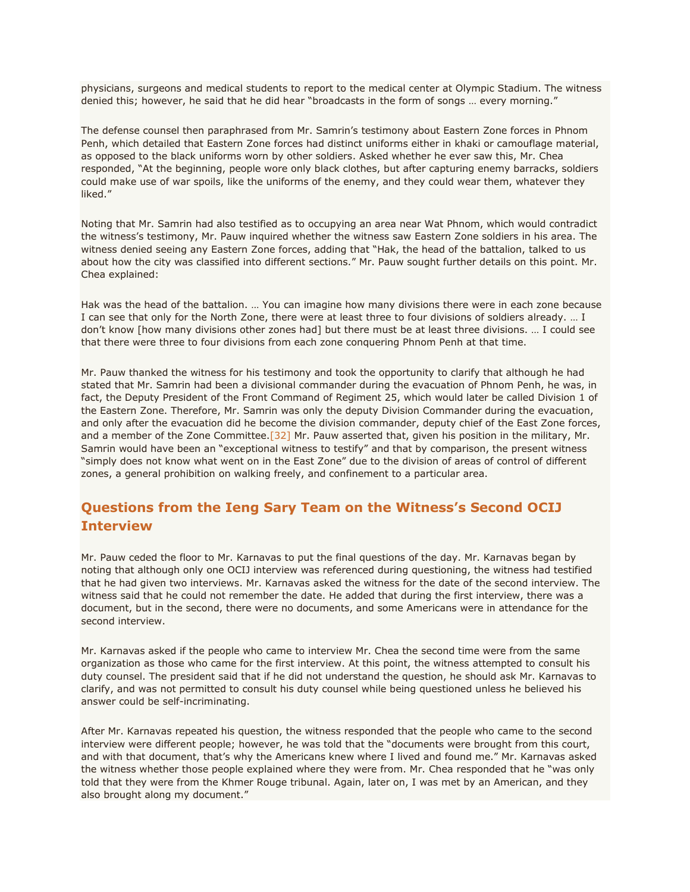physicians, surgeons and medical students to report to the medical center at Olympic Stadium. The witness denied this; however, he said that he did hear "broadcasts in the form of songs … every morning."

The defense counsel then paraphrased from Mr. Samrin's testimony about Eastern Zone forces in Phnom Penh, which detailed that Eastern Zone forces had distinct uniforms either in khaki or camouflage material, as opposed to the black uniforms worn by other soldiers. Asked whether he ever saw this, Mr. Chea responded, "At the beginning, people wore only black clothes, but after capturing enemy barracks, soldiers could make use of war spoils, like the uniforms of the enemy, and they could wear them, whatever they liked."

Noting that Mr. Samrin had also testified as to occupying an area near Wat Phnom, which would contradict the witness's testimony, Mr. Pauw inquired whether the witness saw Eastern Zone soldiers in his area. The witness denied seeing any Eastern Zone forces, adding that "Hak, the head of the battalion, talked to us about how the city was classified into different sections." Mr. Pauw sought further details on this point. Mr. Chea explained:

Hak was the head of the battalion. … You can imagine how many divisions there were in each zone because I can see that only for the North Zone, there were at least three to four divisions of soldiers already. … I don't know [how many divisions other zones had] but there must be at least three divisions. … I could see that there were three to four divisions from each zone conquering Phnom Penh at that time.

Mr. Pauw thanked the witness for his testimony and took the opportunity to clarify that although he had stated that Mr. Samrin had been a divisional commander during the evacuation of Phnom Penh, he was, in fact, the Deputy President of the Front Command of Regiment 25, which would later be called Division 1 of the Eastern Zone. Therefore, Mr. Samrin was only the deputy Division Commander during the evacuation, and only after the evacuation did he become the division commander, deputy chief of the East Zone forces, and a member of the Zone Committee.[32] Mr. Pauw asserted that, given his position in the military, Mr. Samrin would have been an "exceptional witness to testify" and that by comparison, the present witness "simply does not know what went on in the East Zone" due to the division of areas of control of different zones, a general prohibition on walking freely, and confinement to a particular area.

## Questions from the Ieng Sary Team on the Witness's Second OCIJ Interview

Mr. Pauw ceded the floor to Mr. Karnavas to put the final questions of the day. Mr. Karnavas began by noting that although only one OCIJ interview was referenced during questioning, the witness had testified that he had given two interviews. Mr. Karnavas asked the witness for the date of the second interview. The witness said that he could not remember the date. He added that during the first interview, there was a document, but in the second, there were no documents, and some Americans were in attendance for the second interview.

Mr. Karnavas asked if the people who came to interview Mr. Chea the second time were from the same organization as those who came for the first interview. At this point, the witness attempted to consult his duty counsel. The president said that if he did not understand the question, he should ask Mr. Karnavas to clarify, and was not permitted to consult his duty counsel while being questioned unless he believed his answer could be self-incriminating.

After Mr. Karnavas repeated his question, the witness responded that the people who came to the second interview were different people; however, he was told that the "documents were brought from this court, and with that document, that's why the Americans knew where I lived and found me." Mr. Karnavas asked the witness whether those people explained where they were from. Mr. Chea responded that he "was only told that they were from the Khmer Rouge tribunal. Again, later on, I was met by an American, and they also brought along my document."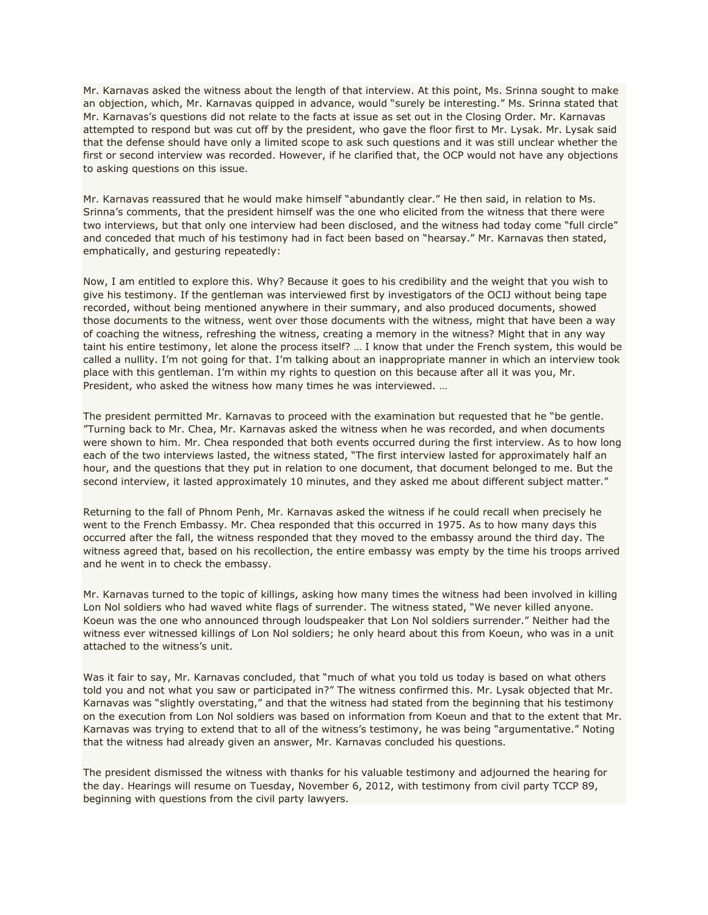Mr. Karnavas asked the witness about the length of that interview. At this point, Ms. Srinna sought to make an objection, which, Mr. Karnavas quipped in advance, would "surely be interesting." Ms. Srinna stated that Mr. Karnavas's questions did not relate to the facts at issue as set out in the Closing Order. Mr. Karnavas attempted to respond but was cut off by the president, who gave the floor first to Mr. Lysak. Mr. Lysak said that the defense should have only a limited scope to ask such questions and it was still unclear whether the first or second interview was recorded. However, if he clarified that, the OCP would not have any objections to asking questions on this issue.

Mr. Karnavas reassured that he would make himself "abundantly clear." He then said, in relation to Ms. Srinna's comments, that the president himself was the one who elicited from the witness that there were two interviews, but that only one interview had been disclosed, and the witness had today come "full circle" and conceded that much of his testimony had in fact been based on "hearsay." Mr. Karnavas then stated, emphatically, and gesturing repeatedly:

Now, I am entitled to explore this. Why? Because it goes to his credibility and the weight that you wish to give his testimony. If the gentleman was interviewed first by investigators of the OCIJ without being tape recorded, without being mentioned anywhere in their summary, and also produced documents, showed those documents to the witness, went over those documents with the witness, might that have been a way of coaching the witness, refreshing the witness, creating a memory in the witness? Might that in any way taint his entire testimony, let alone the process itself? … I know that under the French system, this would be called a nullity. I'm not going for that. I'm talking about an inappropriate manner in which an interview took place with this gentleman. I'm within my rights to question on this because after all it was you, Mr. President, who asked the witness how many times he was interviewed. …

The president permitted Mr. Karnavas to proceed with the examination but requested that he "be gentle. "Turning back to Mr. Chea, Mr. Karnavas asked the witness when he was recorded, and when documents were shown to him. Mr. Chea responded that both events occurred during the first interview. As to how long each of the two interviews lasted, the witness stated, "The first interview lasted for approximately half an hour, and the questions that they put in relation to one document, that document belonged to me. But the second interview, it lasted approximately 10 minutes, and they asked me about different subject matter."

Returning to the fall of Phnom Penh, Mr. Karnavas asked the witness if he could recall when precisely he went to the French Embassy. Mr. Chea responded that this occurred in 1975. As to how many days this occurred after the fall, the witness responded that they moved to the embassy around the third day. The witness agreed that, based on his recollection, the entire embassy was empty by the time his troops arrived and he went in to check the embassy.

Mr. Karnavas turned to the topic of killings, asking how many times the witness had been involved in killing Lon Nol soldiers who had waved white flags of surrender. The witness stated, "We never killed anyone. Koeun was the one who announced through loudspeaker that Lon Nol soldiers surrender." Neither had the witness ever witnessed killings of Lon Nol soldiers; he only heard about this from Koeun, who was in a unit attached to the witness's unit.

Was it fair to say, Mr. Karnavas concluded, that "much of what you told us today is based on what others told you and not what you saw or participated in?" The witness confirmed this. Mr. Lysak objected that Mr. Karnavas was "slightly overstating," and that the witness had stated from the beginning that his testimony on the execution from Lon Nol soldiers was based on information from Koeun and that to the extent that Mr. Karnavas was trying to extend that to all of the witness's testimony, he was being "argumentative." Noting that the witness had already given an answer, Mr. Karnavas concluded his questions.

The president dismissed the witness with thanks for his valuable testimony and adjourned the hearing for the day. Hearings will resume on Tuesday, November 6, 2012, with testimony from civil party TCCP 89, beginning with questions from the civil party lawyers.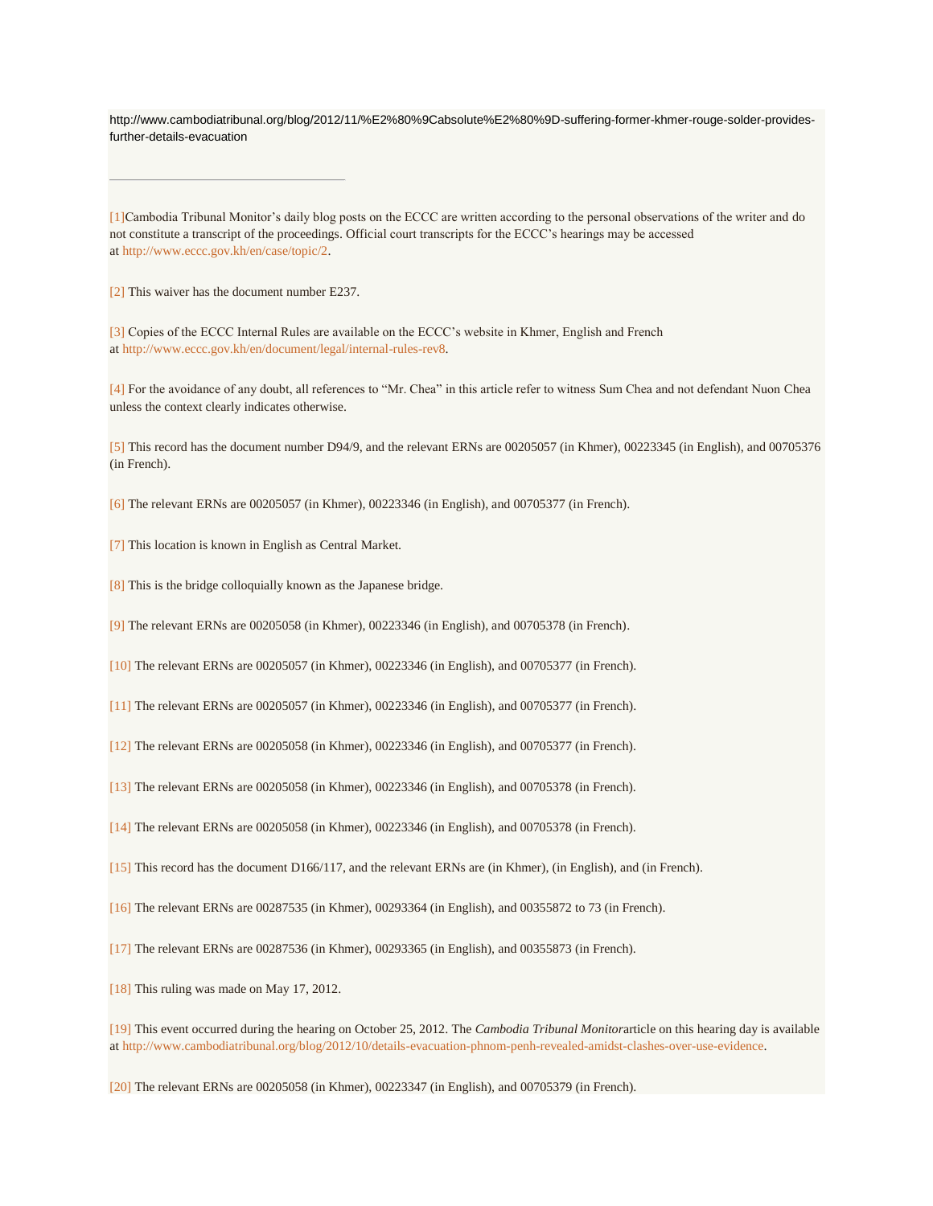http://www.cambodiatribunal.org/blog/2012/11/%E2%80%9Cabsolute%E2%80%9D-suffering-former-khmer-rouge-solder-provides-further-details-evacuation

---

[1]Cambodia Tribunal Monitor's daily blog posts on the ECCC are written according to the personal observations of the writer and do not constitute a transcript of the proceedings. Official court transcripts for the ECCC's hearings may be accessed at http://www.eccc.gov.kh/en/case/topic/2.

[2] This waiver has the document number E237.

[3] Copies of the ECCC Internal Rules are available on the ECCC's website in Khmer, English and French at http://www.eccc.gov.kh/en/document/legal/internal-rules-rev8.

[4] For the avoidance of any doubt, all references to "Mr. Chea" in this article refer to witness Sum Chea and not defendant Nuon Chea unless the context clearly indicates otherwise.

[5] This record has the document number D94/9, and the relevant ERNs are 00205057 (in Khmer), 00223345 (in English), and 00705376 (in French).

[6] The relevant ERNs are 00205057 (in Khmer), 00223346 (in English), and 00705377 (in French).

[7] This location is known in English as Central Market.

[8] This is the bridge colloquially known as the Japanese bridge.

[9] The relevant ERNs are 00205058 (in Khmer), 00223346 (in English), and 00705378 (in French).

[10] The relevant ERNs are 00205057 (in Khmer), 00223346 (in English), and 00705377 (in French).

[11] The relevant ERNs are 00205057 (in Khmer), 00223346 (in English), and 00705377 (in French).

[12] The relevant ERNs are 00205058 (in Khmer), 00223346 (in English), and 00705377 (in French).

[13] The relevant ERNs are 00205058 (in Khmer), 00223346 (in English), and 00705378 (in French).

[14] The relevant ERNs are 00205058 (in Khmer), 00223346 (in English), and 00705378 (in French).

[15] This record has the document D166/117, and the relevant ERNs are (in Khmer), (in English), and (in French).

[16] The relevant ERNs are 00287535 (in Khmer), 00293364 (in English), and 00355872 to 73 (in French).

[17] The relevant ERNs are 00287536 (in Khmer), 00293365 (in English), and 00355873 (in French).

[18] This ruling was made on May 17, 2012.

[19] This event occurred during the hearing on October 25, 2012. The *Cambodia Tribunal Monitor*article on this hearing day is available at http://www.cambodiatribunal.org/blog/2012/10/details-evacuation-phnom-penh-revealed-amidst-clashes-over-use-evidence.

[20] The relevant ERNs are 00205058 (in Khmer), 00223347 (in English), and 00705379 (in French).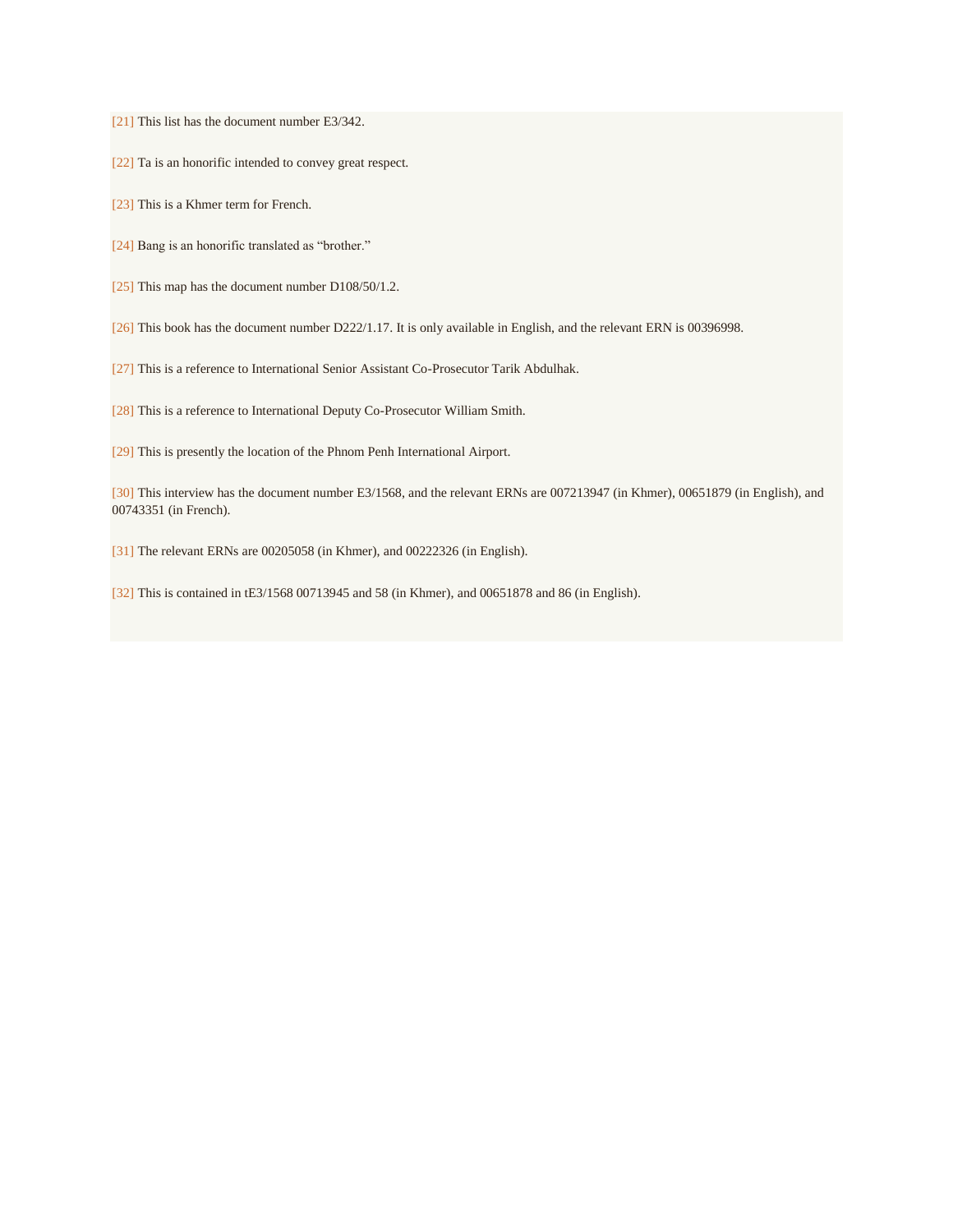[21] This list has the document number E3/342.

[22] Ta is an honorific intended to convey great respect.

[23] This is a Khmer term for French.

[24] Bang is an honorific translated as "brother."

[25] This map has the document number D108/50/1.2.

[26] This book has the document number D222/1.17. It is only available in English, and the relevant ERN is 00396998.

[27] This is a reference to International Senior Assistant Co-Prosecutor Tarik Abdulhak.

[28] This is a reference to International Deputy Co-Prosecutor William Smith.

[29] This is presently the location of the Phnom Penh International Airport.

[30] This interview has the document number E3/1568, and the relevant ERNs are 007213947 (in Khmer), 00651879 (in English), and 00743351 (in French).

[31] The relevant ERNs are 00205058 (in Khmer), and 00222326 (in English).

[32] This is contained in tE3/1568 00713945 and 58 (in Khmer), and 00651878 and 86 (in English).